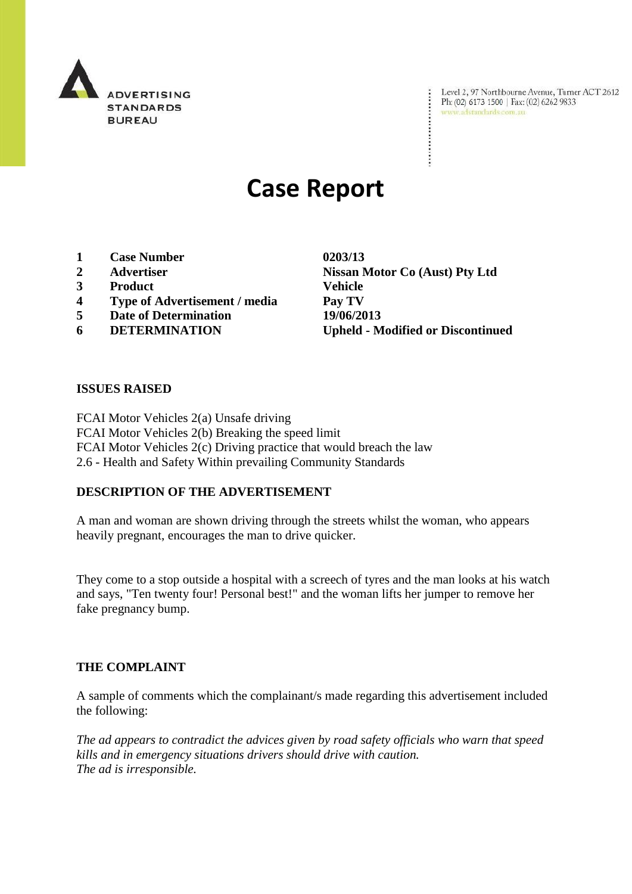ADVERTISING STANDARDS BUREAU

Level 2, 97 Northbourne Avenue, Turner ACT 2612
Ph: (02) 6173 1500 | Fax: (02) 6262 9833
www.adstandards.com.au

# Case Report

| | | |
|---|---|---|
| **1** | **Case Number** | **0203/13** |
| **2** | **Advertiser** | **Nissan Motor Co (Aust) Pty Ltd** |
| **3** | **Product** | **Vehicle** |
| **4** | **Type of Advertisement / media** | **Pay TV** |
| **5** | **Date of Determination** | **19/06/2013** |
| **6** | **DETERMINATION** | **Upheld - Modified or Discontinued** |

### ISSUES RAISED

FCAI Motor Vehicles 2(a) Unsafe driving
FCAI Motor Vehicles 2(b) Breaking the speed limit
FCAI Motor Vehicles 2(c) Driving practice that would breach the law
2.6 - Health and Safety Within prevailing Community Standards

### DESCRIPTION OF THE ADVERTISEMENT

A man and woman are shown driving through the streets whilst the woman, who appears heavily pregnant, encourages the man to drive quicker.

They come to a stop outside a hospital with a screech of tyres and the man looks at his watch and says, "Ten twenty four! Personal best!" and the woman lifts her jumper to remove her fake pregnancy bump.

### THE COMPLAINT

A sample of comments which the complainant/s made regarding this advertisement included the following:

*The ad appears to contradict the advices given by road safety officials who warn that speed kills and in emergency situations drivers should drive with caution.*
*The ad is irresponsible.*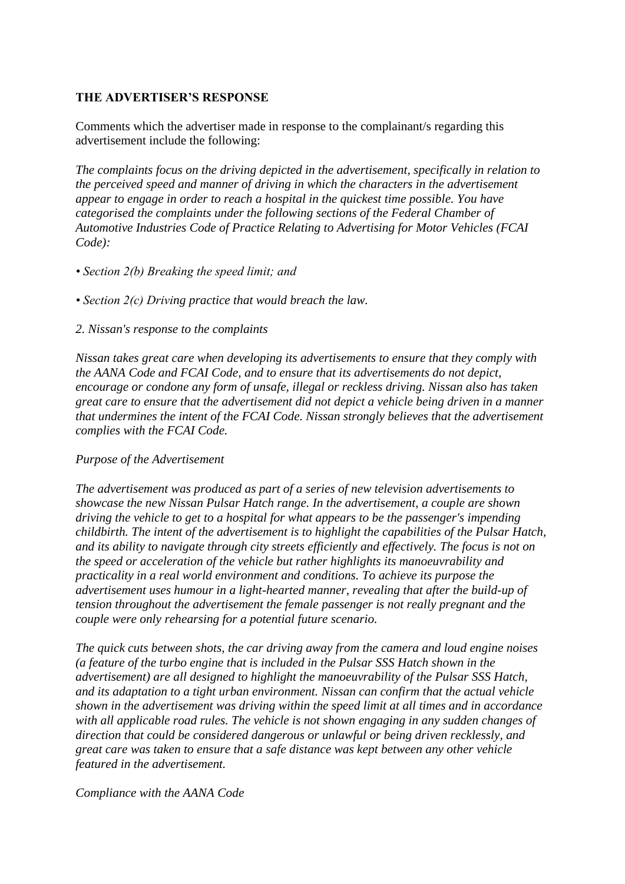**THE ADVERTISER'S RESPONSE**

Comments which the advertiser made in response to the complainant/s regarding this advertisement include the following:

*The complaints focus on the driving depicted in the advertisement, specifically in relation to the perceived speed and manner of driving in which the characters in the advertisement appear to engage in order to reach a hospital in the quickest time possible. You have categorised the complaints under the following sections of the Federal Chamber of Automotive Industries Code of Practice Relating to Advertising for Motor Vehicles (FCAI Code):*

- *Section 2(b) Breaking the speed limit; and*

- *Section 2(c) Driving practice that would breach the law.*

*2. Nissan's response to the complaints*

*Nissan takes great care when developing its advertisements to ensure that they comply with the AANA Code and FCAI Code, and to ensure that its advertisements do not depict, encourage or condone any form of unsafe, illegal or reckless driving. Nissan also has taken great care to ensure that the advertisement did not depict a vehicle being driven in a manner that undermines the intent of the FCAI Code. Nissan strongly believes that the advertisement complies with the FCAI Code.*

*Purpose of the Advertisement*

*The advertisement was produced as part of a series of new television advertisements to showcase the new Nissan Pulsar Hatch range. In the advertisement, a couple are shown driving the vehicle to get to a hospital for what appears to be the passenger's impending childbirth. The intent of the advertisement is to highlight the capabilities of the Pulsar Hatch, and its ability to navigate through city streets efficiently and effectively. The focus is not on the speed or acceleration of the vehicle but rather highlights its manoeuvrability and practicality in a real world environment and conditions. To achieve its purpose the advertisement uses humour in a light-hearted manner, revealing that after the build-up of tension throughout the advertisement the female passenger is not really pregnant and the couple were only rehearsing for a potential future scenario.*

*The quick cuts between shots, the car driving away from the camera and loud engine noises (a feature of the turbo engine that is included in the Pulsar SSS Hatch shown in the advertisement) are all designed to highlight the manoeuvrability of the Pulsar SSS Hatch, and its adaptation to a tight urban environment. Nissan can confirm that the actual vehicle shown in the advertisement was driving within the speed limit at all times and in accordance with all applicable road rules. The vehicle is not shown engaging in any sudden changes of direction that could be considered dangerous or unlawful or being driven recklessly, and great care was taken to ensure that a safe distance was kept between any other vehicle featured in the advertisement.*

*Compliance with the AANA Code*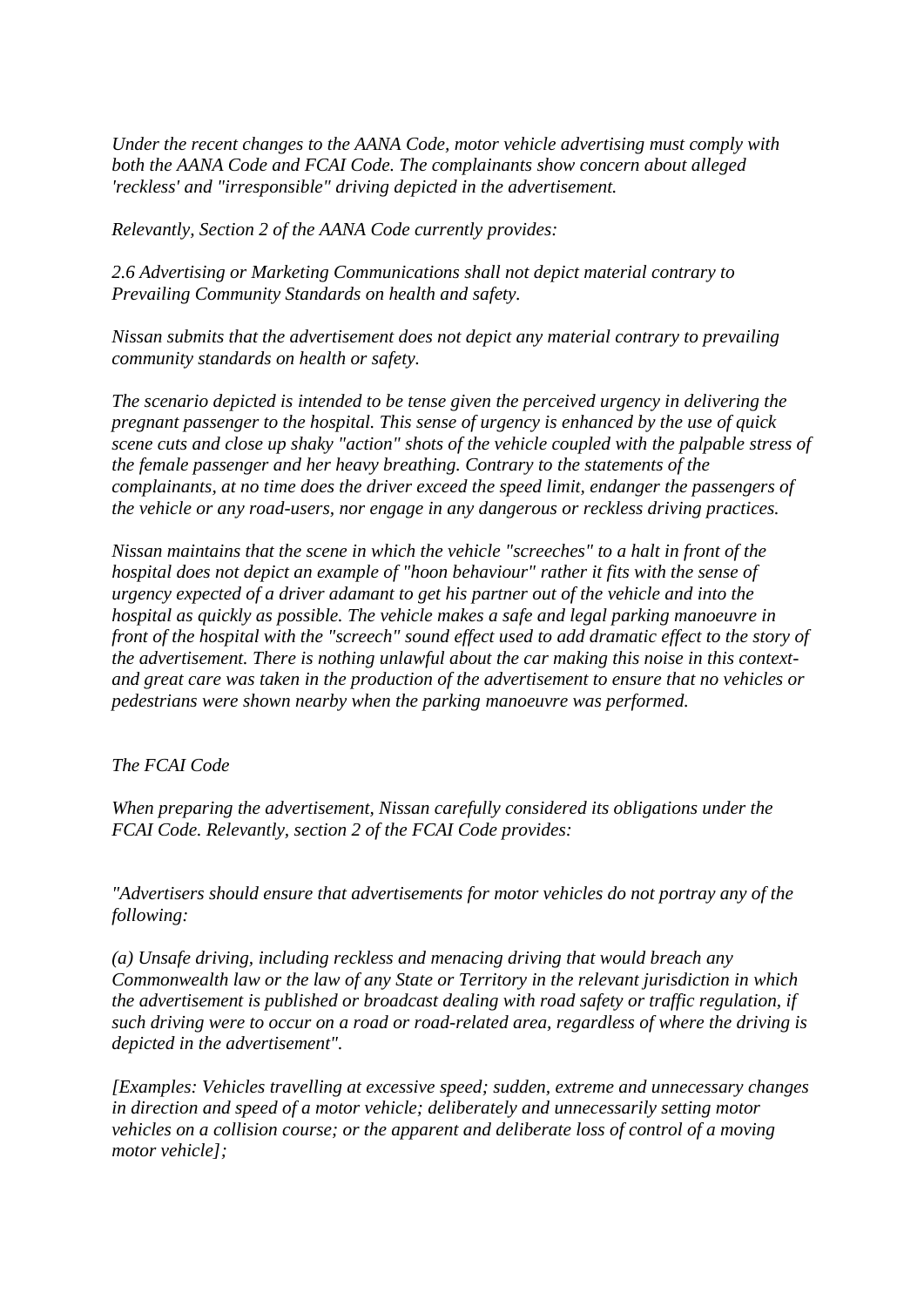*Under the recent changes to the AANA Code, motor vehicle advertising must comply with both the AANA Code and FCAI Code. The complainants show concern about alleged 'reckless' and "irresponsible" driving depicted in the advertisement.*

*Relevantly, Section 2 of the AANA Code currently provides:*

*2.6 Advertising or Marketing Communications shall not depict material contrary to Prevailing Community Standards on health and safety.*

*Nissan submits that the advertisement does not depict any material contrary to prevailing community standards on health or safety.*

*The scenario depicted is intended to be tense given the perceived urgency in delivering the pregnant passenger to the hospital. This sense of urgency is enhanced by the use of quick scene cuts and close up shaky "action" shots of the vehicle coupled with the palpable stress of the female passenger and her heavy breathing. Contrary to the statements of the complainants, at no time does the driver exceed the speed limit, endanger the passengers of the vehicle or any road-users, nor engage in any dangerous or reckless driving practices.*

*Nissan maintains that the scene in which the vehicle "screeches" to a halt in front of the hospital does not depict an example of "hoon behaviour" rather it fits with the sense of urgency expected of a driver adamant to get his partner out of the vehicle and into the hospital as quickly as possible. The vehicle makes a safe and legal parking manoeuvre in front of the hospital with the "screech" sound effect used to add dramatic effect to the story of the advertisement. There is nothing unlawful about the car making this noise in this context- and great care was taken in the production of the advertisement to ensure that no vehicles or pedestrians were shown nearby when the parking manoeuvre was performed.*

*The FCAI Code*

*When preparing the advertisement, Nissan carefully considered its obligations under the FCAI Code. Relevantly, section 2 of the FCAI Code provides:*

*"Advertisers should ensure that advertisements for motor vehicles do not portray any of the following:*

*(a) Unsafe driving, including reckless and menacing driving that would breach any Commonwealth law or the law of any State or Territory in the relevant jurisdiction in which the advertisement is published or broadcast dealing with road safety or traffic regulation, if such driving were to occur on a road or road-related area, regardless of where the driving is depicted in the advertisement".*

*[Examples: Vehicles travelling at excessive speed; sudden, extreme and unnecessary changes in direction and speed of a motor vehicle; deliberately and unnecessarily setting motor vehicles on a collision course; or the apparent and deliberate loss of control of a moving motor vehicle];*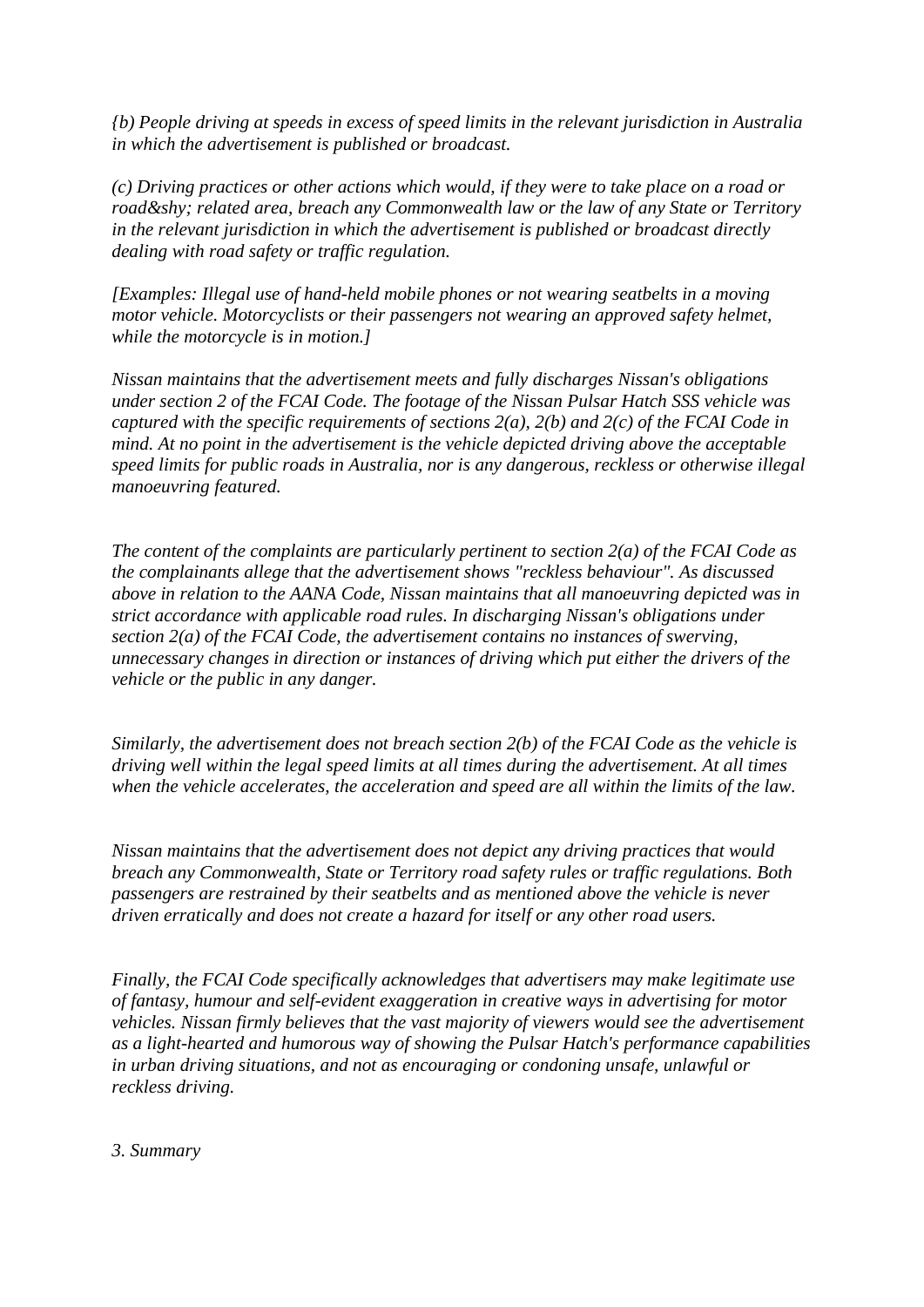*{b) People driving at speeds in excess of speed limits in the relevant jurisdiction in Australia in which the advertisement is published or broadcast.*

*(c) Driving practices or other actions which would, if they were to take place on a road or road&shy; related area, breach any Commonwealth law or the law of any State or Territory in the relevant jurisdiction in which the advertisement is published or broadcast directly dealing with road safety or traffic regulation.*

*[Examples: Illegal use of hand-held mobile phones or not wearing seatbelts in a moving motor vehicle. Motorcyclists or their passengers not wearing an approved safety helmet, while the motorcycle is in motion.]*

*Nissan maintains that the advertisement meets and fully discharges Nissan's obligations under section 2 of the FCAI Code. The footage of the Nissan Pulsar Hatch SSS vehicle was captured with the specific requirements of sections 2(a), 2(b) and 2(c) of the FCAI Code in mind. At no point in the advertisement is the vehicle depicted driving above the acceptable speed limits for public roads in Australia, nor is any dangerous, reckless or otherwise illegal manoeuvring featured.*

*The content of the complaints are particularly pertinent to section 2(a) of the FCAI Code as the complainants allege that the advertisement shows "reckless behaviour". As discussed above in relation to the AANA Code, Nissan maintains that all manoeuvring depicted was in strict accordance with applicable road rules. In discharging Nissan's obligations under section 2(a) of the FCAI Code, the advertisement contains no instances of swerving, unnecessary changes in direction or instances of driving which put either the drivers of the vehicle or the public in any danger.*

*Similarly, the advertisement does not breach section 2(b) of the FCAI Code as the vehicle is driving well within the legal speed limits at all times during the advertisement. At all times when the vehicle accelerates, the acceleration and speed are all within the limits of the law.*

*Nissan maintains that the advertisement does not depict any driving practices that would breach any Commonwealth, State or Territory road safety rules or traffic regulations. Both passengers are restrained by their seatbelts and as mentioned above the vehicle is never driven erratically and does not create a hazard for itself or any other road users.*

*Finally, the FCAI Code specifically acknowledges that advertisers may make legitimate use of fantasy, humour and self-evident exaggeration in creative ways in advertising for motor vehicles. Nissan firmly believes that the vast majority of viewers would see the advertisement as a light-hearted and humorous way of showing the Pulsar Hatch's performance capabilities in urban driving situations, and not as encouraging or condoning unsafe, unlawful or reckless driving.*

*3. Summary*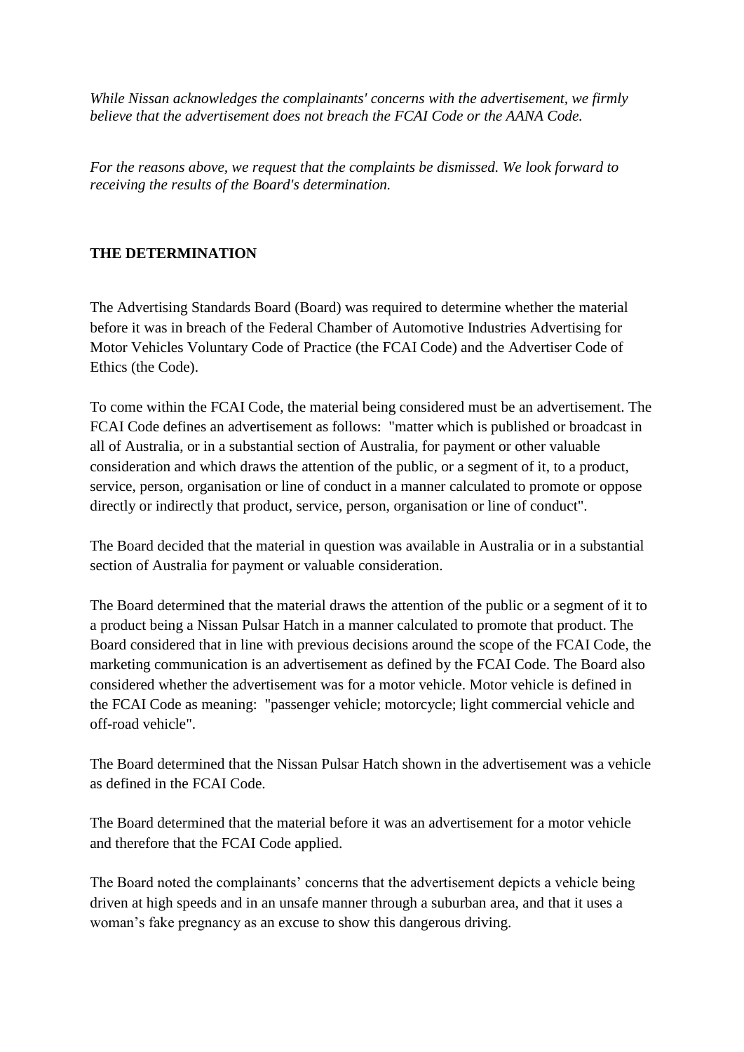*While Nissan acknowledges the complainants' concerns with the advertisement, we firmly believe that the advertisement does not breach the FCAI Code or the AANA Code.*

*For the reasons above, we request that the complaints be dismissed. We look forward to receiving the results of the Board's determination.*

**THE DETERMINATION**

The Advertising Standards Board (Board) was required to determine whether the material before it was in breach of the Federal Chamber of Automotive Industries Advertising for Motor Vehicles Voluntary Code of Practice (the FCAI Code) and the Advertiser Code of Ethics (the Code).

To come within the FCAI Code, the material being considered must be an advertisement. The FCAI Code defines an advertisement as follows: "matter which is published or broadcast in all of Australia, or in a substantial section of Australia, for payment or other valuable consideration and which draws the attention of the public, or a segment of it, to a product, service, person, organisation or line of conduct in a manner calculated to promote or oppose directly or indirectly that product, service, person, organisation or line of conduct".

The Board decided that the material in question was available in Australia or in a substantial section of Australia for payment or valuable consideration.

The Board determined that the material draws the attention of the public or a segment of it to a product being a Nissan Pulsar Hatch in a manner calculated to promote that product. The Board considered that in line with previous decisions around the scope of the FCAI Code, the marketing communication is an advertisement as defined by the FCAI Code. The Board also considered whether the advertisement was for a motor vehicle. Motor vehicle is defined in the FCAI Code as meaning: "passenger vehicle; motorcycle; light commercial vehicle and off-road vehicle".

The Board determined that the Nissan Pulsar Hatch shown in the advertisement was a vehicle as defined in the FCAI Code.

The Board determined that the material before it was an advertisement for a motor vehicle and therefore that the FCAI Code applied.

The Board noted the complainants' concerns that the advertisement depicts a vehicle being driven at high speeds and in an unsafe manner through a suburban area, and that it uses a woman's fake pregnancy as an excuse to show this dangerous driving.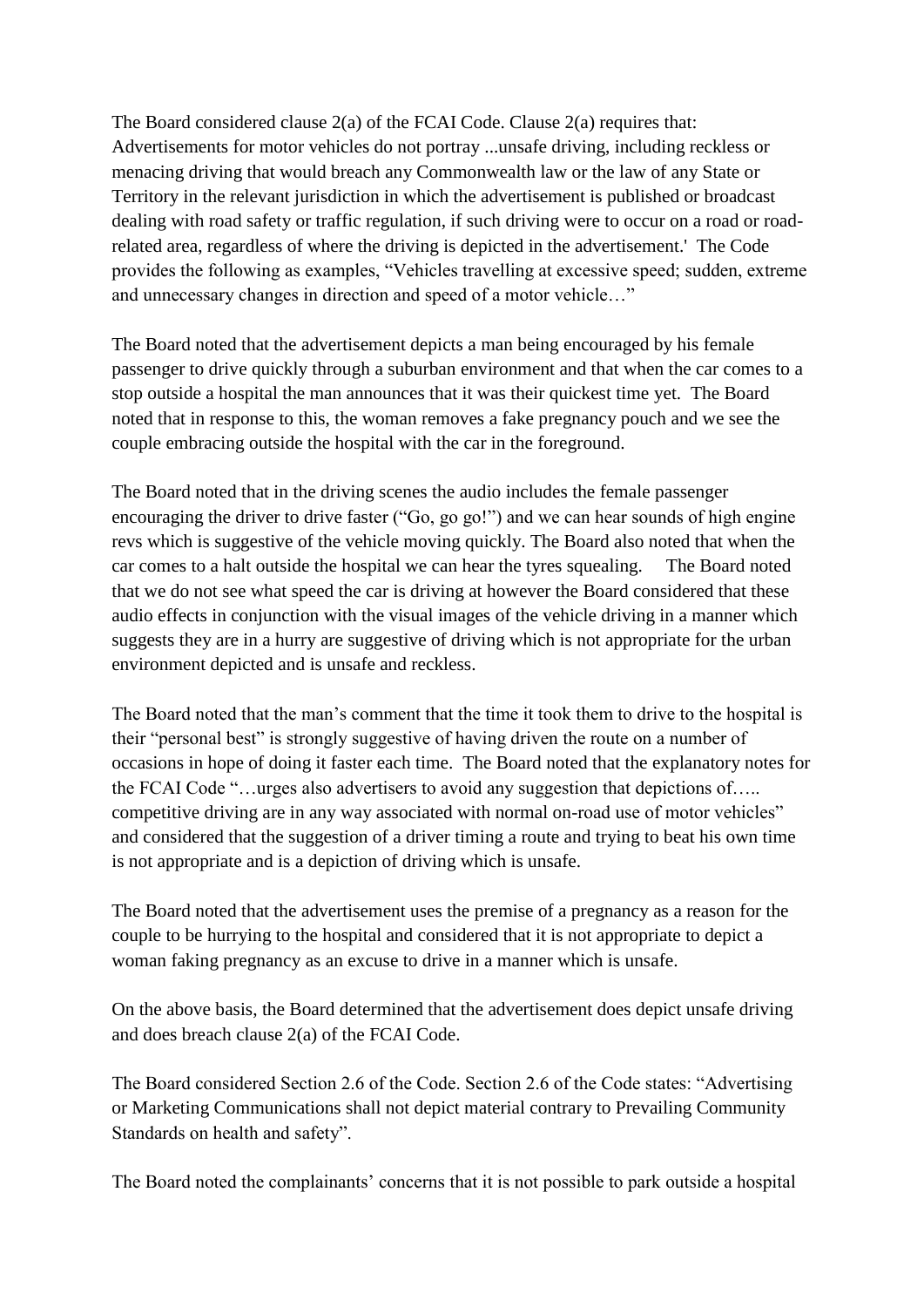The Board considered clause 2(a) of the FCAI Code. Clause 2(a) requires that: Advertisements for motor vehicles do not portray ...unsafe driving, including reckless or menacing driving that would breach any Commonwealth law or the law of any State or Territory in the relevant jurisdiction in which the advertisement is published or broadcast dealing with road safety or traffic regulation, if such driving were to occur on a road or road-related area, regardless of where the driving is depicted in the advertisement.' The Code provides the following as examples, "Vehicles travelling at excessive speed; sudden, extreme and unnecessary changes in direction and speed of a motor vehicle…"

The Board noted that the advertisement depicts a man being encouraged by his female passenger to drive quickly through a suburban environment and that when the car comes to a stop outside a hospital the man announces that it was their quickest time yet. The Board noted that in response to this, the woman removes a fake pregnancy pouch and we see the couple embracing outside the hospital with the car in the foreground.

The Board noted that in the driving scenes the audio includes the female passenger encouraging the driver to drive faster ("Go, go go!") and we can hear sounds of high engine revs which is suggestive of the vehicle moving quickly. The Board also noted that when the car comes to a halt outside the hospital we can hear the tyres squealing. The Board noted that we do not see what speed the car is driving at however the Board considered that these audio effects in conjunction with the visual images of the vehicle driving in a manner which suggests they are in a hurry are suggestive of driving which is not appropriate for the urban environment depicted and is unsafe and reckless.

The Board noted that the man's comment that the time it took them to drive to the hospital is their "personal best" is strongly suggestive of having driven the route on a number of occasions in hope of doing it faster each time. The Board noted that the explanatory notes for the FCAI Code "…urges also advertisers to avoid any suggestion that depictions of….. competitive driving are in any way associated with normal on-road use of motor vehicles" and considered that the suggestion of a driver timing a route and trying to beat his own time is not appropriate and is a depiction of driving which is unsafe.

The Board noted that the advertisement uses the premise of a pregnancy as a reason for the couple to be hurrying to the hospital and considered that it is not appropriate to depict a woman faking pregnancy as an excuse to drive in a manner which is unsafe.

On the above basis, the Board determined that the advertisement does depict unsafe driving and does breach clause 2(a) of the FCAI Code.

The Board considered Section 2.6 of the Code. Section 2.6 of the Code states: "Advertising or Marketing Communications shall not depict material contrary to Prevailing Community Standards on health and safety".

The Board noted the complainants' concerns that it is not possible to park outside a hospital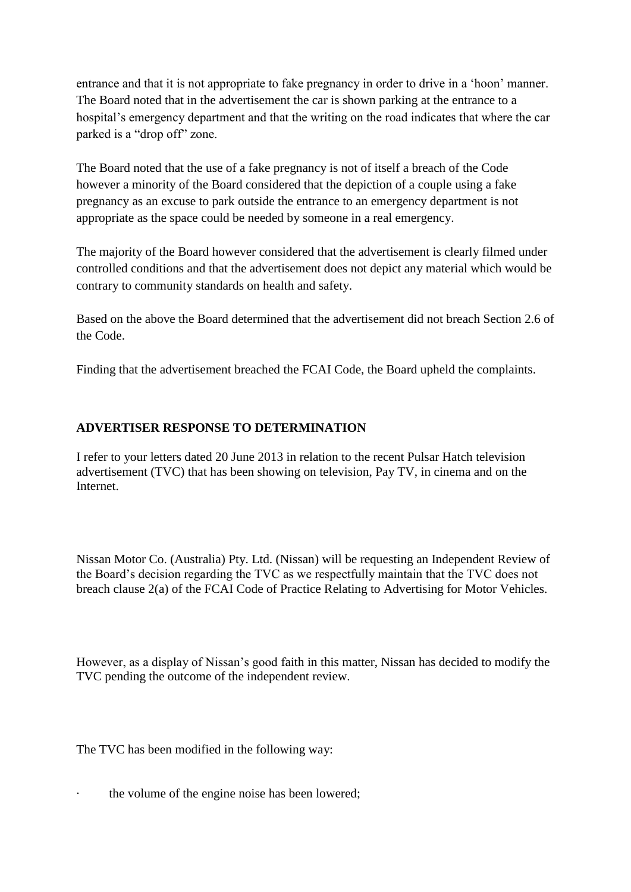entrance and that it is not appropriate to fake pregnancy in order to drive in a 'hoon' manner. The Board noted that in the advertisement the car is shown parking at the entrance to a hospital's emergency department and that the writing on the road indicates that where the car parked is a "drop off" zone.

The Board noted that the use of a fake pregnancy is not of itself a breach of the Code however a minority of the Board considered that the depiction of a couple using a fake pregnancy as an excuse to park outside the entrance to an emergency department is not appropriate as the space could be needed by someone in a real emergency.

The majority of the Board however considered that the advertisement is clearly filmed under controlled conditions and that the advertisement does not depict any material which would be contrary to community standards on health and safety.

Based on the above the Board determined that the advertisement did not breach Section 2.6 of the Code.

Finding that the advertisement breached the FCAI Code, the Board upheld the complaints.

**ADVERTISER RESPONSE TO DETERMINATION**

I refer to your letters dated 20 June 2013 in relation to the recent Pulsar Hatch television advertisement (TVC) that has been showing on television, Pay TV, in cinema and on the Internet.

Nissan Motor Co. (Australia) Pty. Ltd. (Nissan) will be requesting an Independent Review of the Board's decision regarding the TVC as we respectfully maintain that the TVC does not breach clause 2(a) of the FCAI Code of Practice Relating to Advertising for Motor Vehicles.

However, as a display of Nissan's good faith in this matter, Nissan has decided to modify the TVC pending the outcome of the independent review.

The TVC has been modified in the following way:

- the volume of the engine noise has been lowered;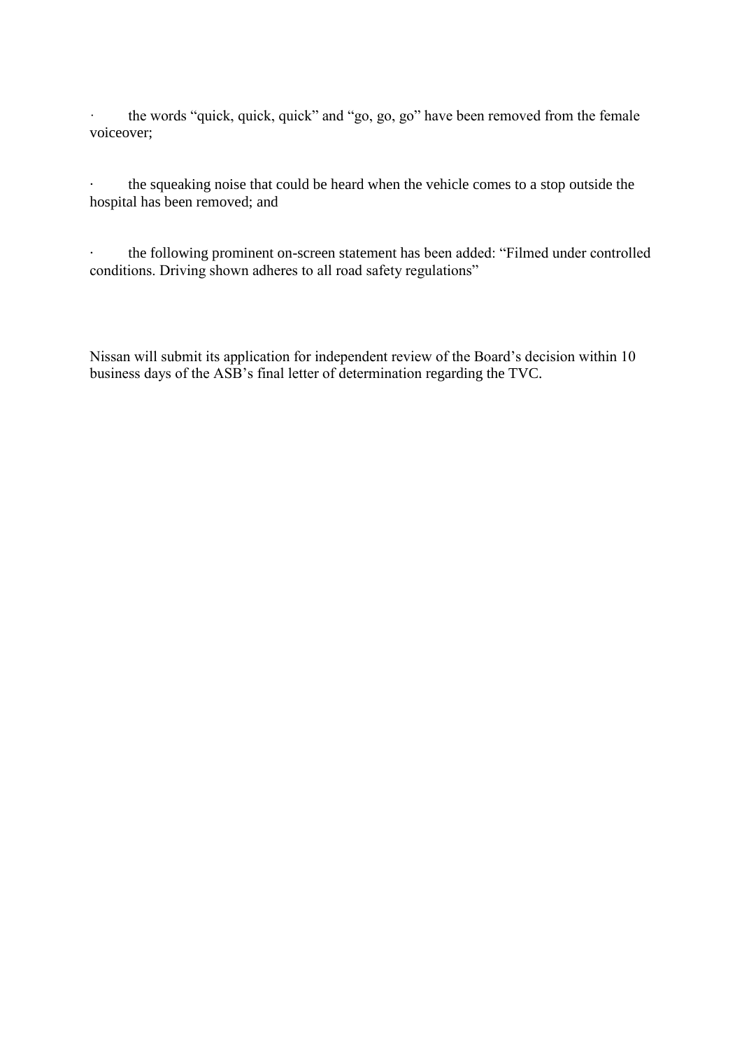- the words “quick, quick, quick” and “go, go, go” have been removed from the female voiceover;

- the squeaking noise that could be heard when the vehicle comes to a stop outside the hospital has been removed; and

- the following prominent on-screen statement has been added: “Filmed under controlled conditions. Driving shown adheres to all road safety regulations”

Nissan will submit its application for independent review of the Board’s decision within 10 business days of the ASB’s final letter of determination regarding the TVC.